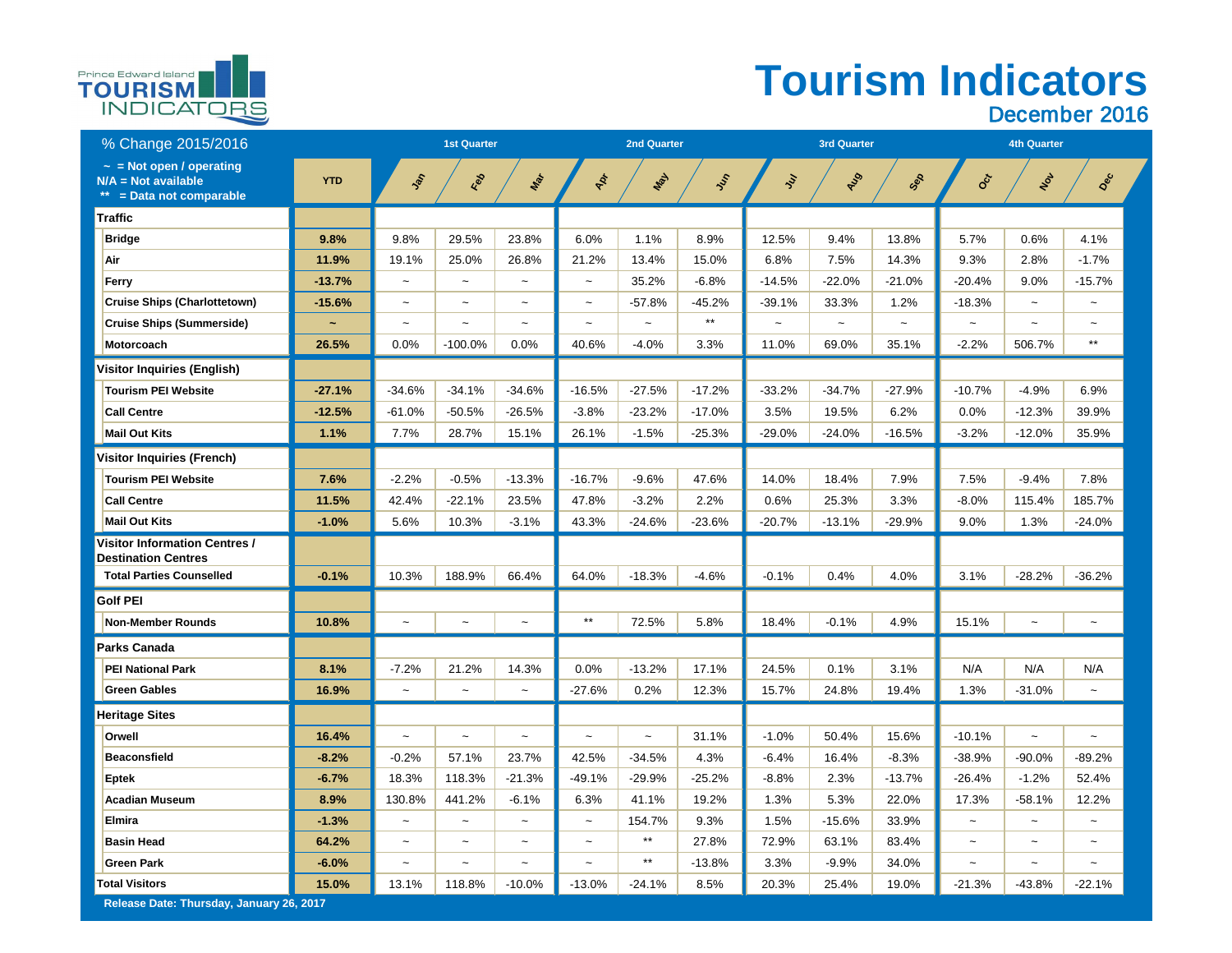# Tourism Indicators

## December 2016

| % Change 2015/2016 | | 1st Quarter | | | 2nd Quarter | | | 3rd Quarter | | | 4th Quarter | | |
|---|---|---|---|---|---|---|---|---|---|---|---|---|---|
| ~ = Not open / operating<br>N/A = Not available<br>** = Data not comparable | YTD | Jan | Feb | Mar | Apr | May | Jun | Jul | Aug | Sep | Oct | Nov | Dec |
| **Traffic** | | | | | | | | | | | | | |
| **Bridge** | **9.8%** | 9.8% | 29.5% | 23.8% | 6.0% | 1.1% | 8.9% | 12.5% | 9.4% | 13.8% | 5.7% | 0.6% | 4.1% |
| **Air** | **11.9%** | 19.1% | 25.0% | 26.8% | 21.2% | 13.4% | 15.0% | 6.8% | 7.5% | 14.3% | 9.3% | 2.8% | -1.7% |
| **Ferry** | **-13.7%** | ~ | ~ | ~ | ~ | 35.2% | -6.8% | -14.5% | -22.0% | -21.0% | -20.4% | 9.0% | -15.7% |
| **Cruise Ships (Charlottetown)** | **-15.6%** | ~ | ~ | ~ | ~ | -57.8% | -45.2% | -39.1% | 33.3% | 1.2% | -18.3% | ~ | ~ |
| **Cruise Ships (Summerside)** | **~** | ~ | ~ | ~ | ~ | ~ | ** | ~ | ~ | ~ | ~ | ~ | ~ |
| **Motorcoach** | **26.5%** | 0.0% | -100.0% | 0.0% | 40.6% | -4.0% | 3.3% | 11.0% | 69.0% | 35.1% | -2.2% | 506.7% | ** |
| **Visitor Inquiries (English)** | | | | | | | | | | | | | |
| **Tourism PEI Website** | **-27.1%** | -34.6% | -34.1% | -34.6% | -16.5% | -27.5% | -17.2% | -33.2% | -34.7% | -27.9% | -10.7% | -4.9% | 6.9% |
| **Call Centre** | **-12.5%** | -61.0% | -50.5% | -26.5% | -3.8% | -23.2% | -17.0% | 3.5% | 19.5% | 6.2% | 0.0% | -12.3% | 39.9% |
| **Mail Out Kits** | **1.1%** | 7.7% | 28.7% | 15.1% | 26.1% | -1.5% | -25.3% | -29.0% | -24.0% | -16.5% | -3.2% | -12.0% | 35.9% |
| **Visitor Inquiries (French)** | | | | | | | | | | | | | |
| **Tourism PEI Website** | **7.6%** | -2.2% | -0.5% | -13.3% | -16.7% | -9.6% | 47.6% | 14.0% | 18.4% | 7.9% | 7.5% | -9.4% | 7.8% |
| **Call Centre** | **11.5%** | 42.4% | -22.1% | 23.5% | 47.8% | -3.2% | 2.2% | 0.6% | 25.3% | 3.3% | -8.0% | 115.4% | 185.7% |
| **Mail Out Kits** | **-1.0%** | 5.6% | 10.3% | -3.1% | 43.3% | -24.6% | -23.6% | -20.7% | -13.1% | -29.9% | 9.0% | 1.3% | -24.0% |
| **Visitor Information Centres / Destination Centres** | | | | | | | | | | | | | |
| **Total Parties Counselled** | **-0.1%** | 10.3% | 188.9% | 66.4% | 64.0% | -18.3% | -4.6% | -0.1% | 0.4% | 4.0% | 3.1% | -28.2% | -36.2% |
| **Golf PEI** | | | | | | | | | | | | | |
| **Non-Member Rounds** | **10.8%** | ~ | ~ | ~ | ** | 72.5% | 5.8% | 18.4% | -0.1% | 4.9% | 15.1% | ~ | ~ |
| **Parks Canada** | | | | | | | | | | | | | |
| **PEI National Park** | **8.1%** | -7.2% | 21.2% | 14.3% | 0.0% | -13.2% | 17.1% | 24.5% | 0.1% | 3.1% | N/A | N/A | N/A |
| **Green Gables** | **16.9%** | ~ | ~ | ~ | -27.6% | 0.2% | 12.3% | 15.7% | 24.8% | 19.4% | 1.3% | -31.0% | ~ |
| **Heritage Sites** | | | | | | | | | | | | | |
| **Orwell** | **16.4%** | ~ | ~ | ~ | ~ | ~ | 31.1% | -1.0% | 50.4% | 15.6% | -10.1% | ~ | ~ |
| **Beaconsfield** | **-8.2%** | -0.2% | 57.1% | 23.7% | 42.5% | -34.5% | 4.3% | -6.4% | 16.4% | -8.3% | -38.9% | -90.0% | -89.2% |
| **Eptek** | **-6.7%** | 18.3% | 118.3% | -21.3% | -49.1% | -29.9% | -25.2% | -8.8% | 2.3% | -13.7% | -26.4% | -1.2% | 52.4% |
| **Acadian Museum** | **8.9%** | 130.8% | 441.2% | -6.1% | 6.3% | 41.1% | 19.2% | 1.3% | 5.3% | 22.0% | 17.3% | -58.1% | 12.2% |
| **Elmira** | **-1.3%** | ~ | ~ | ~ | ~ | 154.7% | 9.3% | 1.5% | -15.6% | 33.9% | ~ | ~ | ~ |
| **Basin Head** | **64.2%** | ~ | ~ | ~ | ~ | ** | 27.8% | 72.9% | 63.1% | 83.4% | ~ | ~ | ~ |
| **Green Park** | **-6.0%** | ~ | ~ | ~ | ~ | ** | -13.8% | 3.3% | -9.9% | 34.0% | ~ | ~ | ~ |
| **Total Visitors** | **15.0%** | 13.1% | 118.8% | -10.0% | -13.0% | -24.1% | 8.5% | 20.3% | 25.4% | 19.0% | -21.3% | -43.8% | -22.1% |

**Release Date: Thursday, January 26, 2017**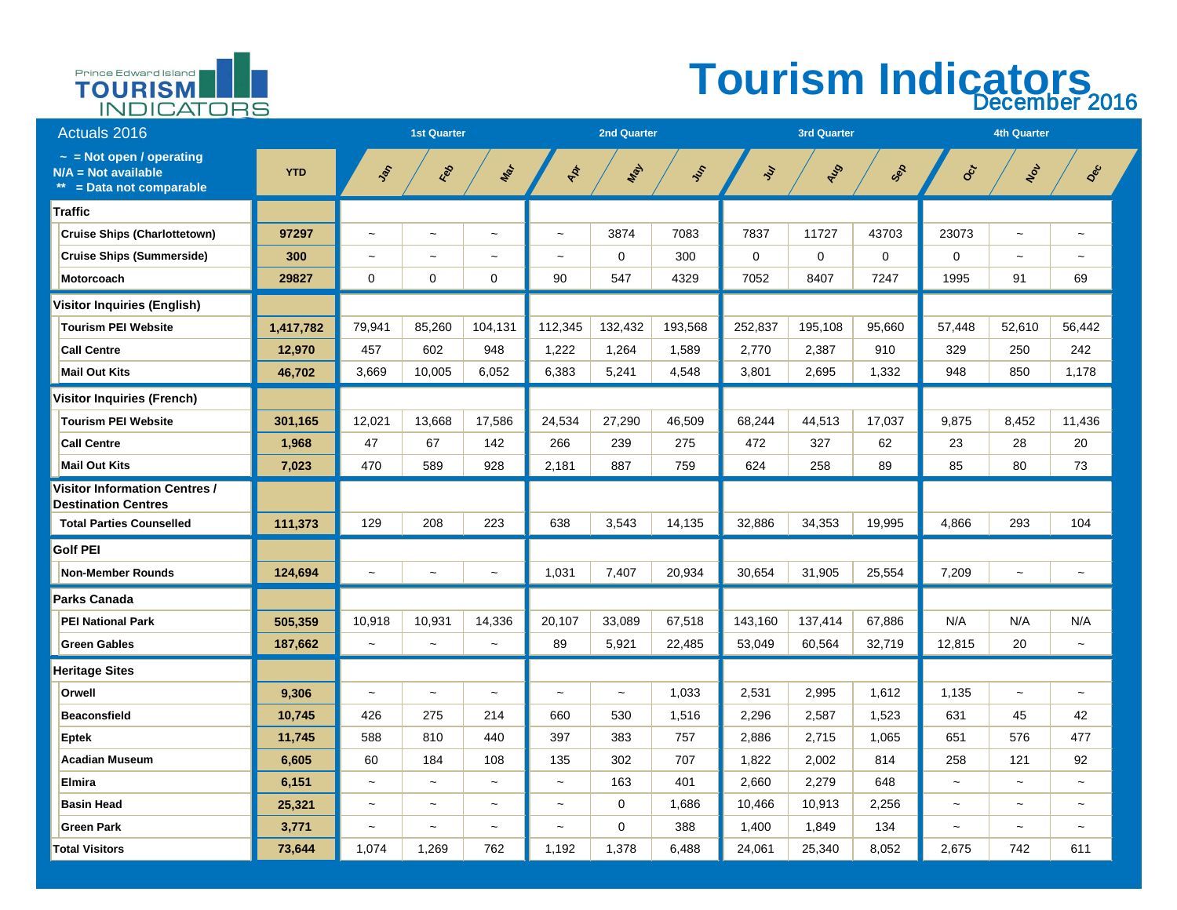# Tourism Indicators

## December 2016

| Actuals 2016 | YTD | 1st Quarter | | | 2nd Quarter | | | 3rd Quarter | | | 4th Quarter | | |
|---|---|---|---|---|---|---|---|---|---|---|---|---|---|
| ~ = Not open / operating<br>N/A = Not available<br>** = Data not comparable | | Jan | Feb | Mar | Apr | May | Jun | Jul | Aug | Sep | Oct | Nov | Dec |
| **Traffic** | | | | | | | | | | | | | |
| Cruise Ships (Charlottetown) | 97297 | ~ | ~ | ~ | ~ | 3874 | 7083 | 7837 | 11727 | 43703 | 23073 | ~ | ~ |
| Cruise Ships (Summerside) | 300 | ~ | ~ | ~ | ~ | 0 | 300 | 0 | 0 | 0 | 0 | ~ | ~ |
| Motorcoach | 29827 | 0 | 0 | 0 | 90 | 547 | 4329 | 7052 | 8407 | 7247 | 1995 | 91 | 69 |
| **Visitor Inquiries (English)** | | | | | | | | | | | | | |
| Tourism PEI Website | 1,417,782 | 79,941 | 85,260 | 104,131 | 112,345 | 132,432 | 193,568 | 252,837 | 195,108 | 95,660 | 57,448 | 52,610 | 56,442 |
| Call Centre | 12,970 | 457 | 602 | 948 | 1,222 | 1,264 | 1,589 | 2,770 | 2,387 | 910 | 329 | 250 | 242 |
| Mail Out Kits | 46,702 | 3,669 | 10,005 | 6,052 | 6,383 | 5,241 | 4,548 | 3,801 | 2,695 | 1,332 | 948 | 850 | 1,178 |
| **Visitor Inquiries (French)** | | | | | | | | | | | | | |
| Tourism PEI Website | 301,165 | 12,021 | 13,668 | 17,586 | 24,534 | 27,290 | 46,509 | 68,244 | 44,513 | 17,037 | 9,875 | 8,452 | 11,436 |
| Call Centre | 1,968 | 47 | 67 | 142 | 266 | 239 | 275 | 472 | 327 | 62 | 23 | 28 | 20 |
| Mail Out Kits | 7,023 | 470 | 589 | 928 | 2,181 | 887 | 759 | 624 | 258 | 89 | 85 | 80 | 73 |
| **Visitor Information Centres / Destination Centres** | | | | | | | | | | | | | |
| Total Parties Counselled | 111,373 | 129 | 208 | 223 | 638 | 3,543 | 14,135 | 32,886 | 34,353 | 19,995 | 4,866 | 293 | 104 |
| **Golf PEI** | | | | | | | | | | | | | |
| Non-Member Rounds | 124,694 | ~ | ~ | ~ | 1,031 | 7,407 | 20,934 | 30,654 | 31,905 | 25,554 | 7,209 | ~ | ~ |
| **Parks Canada** | | | | | | | | | | | | | |
| PEI National Park | 505,359 | 10,918 | 10,931 | 14,336 | 20,107 | 33,089 | 67,518 | 143,160 | 137,414 | 67,886 | N/A | N/A | N/A |
| Green Gables | 187,662 | ~ | ~ | ~ | 89 | 5,921 | 22,485 | 53,049 | 60,564 | 32,719 | 12,815 | 20 | ~ |
| **Heritage Sites** | | | | | | | | | | | | | |
| Orwell | 9,306 | ~ | ~ | ~ | ~ | ~ | 1,033 | 2,531 | 2,995 | 1,612 | 1,135 | ~ | ~ |
| Beaconsfield | 10,745 | 426 | 275 | 214 | 660 | 530 | 1,516 | 2,296 | 2,587 | 1,523 | 631 | 45 | 42 |
| Eptek | 11,745 | 588 | 810 | 440 | 397 | 383 | 757 | 2,886 | 2,715 | 1,065 | 651 | 576 | 477 |
| Acadian Museum | 6,605 | 60 | 184 | 108 | 135 | 302 | 707 | 1,822 | 2,002 | 814 | 258 | 121 | 92 |
| Elmira | 6,151 | ~ | ~ | ~ | ~ | 163 | 401 | 2,660 | 2,279 | 648 | ~ | ~ | ~ |
| Basin Head | 25,321 | ~ | ~ | ~ | ~ | 0 | 1,686 | 10,466 | 10,913 | 2,256 | ~ | ~ | ~ |
| Green Park | 3,771 | ~ | ~ | ~ | ~ | 0 | 388 | 1,400 | 1,849 | 134 | ~ | ~ | ~ |
| **Total Visitors** | 73,644 | 1,074 | 1,269 | 762 | 1,192 | 1,378 | 6,488 | 24,061 | 25,340 | 8,052 | 2,675 | 742 | 611 |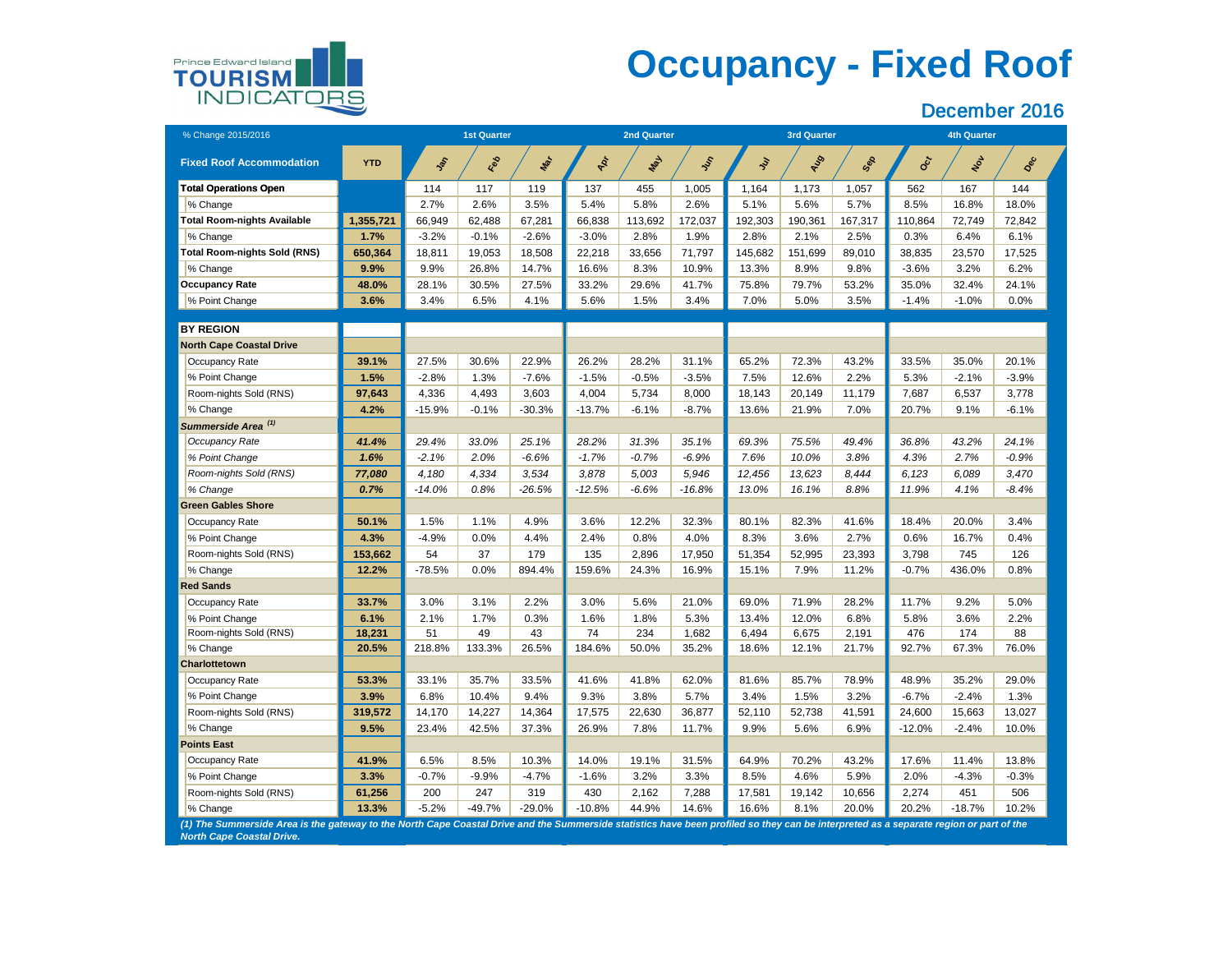# Occupancy - Fixed Roof

## December 2016

Prince Edward Island TOURISM INDICATORS

| % Change 2015/2016 | | 1st Quarter | | | 2nd Quarter | | | 3rd Quarter | | | 4th Quarter | | |
|---|---|---|---|---|---|---|---|---|---|---|---|---|---|
| **Fixed Roof Accommodation** | **YTD** | Jan | Feb | Mar | Apr | May | Jun | Jul | Aug | Sep | Oct | Nov | Dec |
| **Total Operations Open** | | 114 | 117 | 119 | 137 | 455 | 1,005 | 1,164 | 1,173 | 1,057 | 562 | 167 | 144 |
| % Change | | 2.7% | 2.6% | 3.5% | 5.4% | 5.8% | 2.6% | 5.1% | 5.6% | 5.7% | 8.5% | 16.8% | 18.0% |
| **Total Room-nights Available** | **1,355,721** | 66,949 | 62,488 | 67,281 | 66,838 | 113,692 | 172,037 | 192,303 | 190,361 | 167,317 | 110,864 | 72,749 | 72,842 |
| % Change | **1.7%** | -3.2% | -0.1% | -2.6% | -3.0% | 2.8% | 1.9% | 2.8% | 2.1% | 2.5% | 0.3% | 6.4% | 6.1% |
| **Total Room-nights Sold (RNS)** | **650,364** | 18,811 | 19,053 | 18,508 | 22,218 | 33,656 | 71,797 | 145,682 | 151,699 | 89,010 | 38,835 | 23,570 | 17,525 |
| % Change | **9.9%** | 9.9% | 26.8% | 14.7% | 16.6% | 8.3% | 10.9% | 13.3% | 8.9% | 9.8% | -3.6% | 3.2% | 6.2% |
| **Occupancy Rate** | **48.0%** | 28.1% | 30.5% | 27.5% | 33.2% | 29.6% | 41.7% | 75.8% | 79.7% | 53.2% | 35.0% | 32.4% | 24.1% |
| % Point Change | **3.6%** | 3.4% | 6.5% | 4.1% | 5.6% | 1.5% | 3.4% | 7.0% | 5.0% | 3.5% | -1.4% | -1.0% | 0.0% |
| **BY REGION** | | | | | | | | | | | | | |
| **North Cape Coastal Drive** | | | | | | | | | | | | | |
| Occupancy Rate | **39.1%** | 27.5% | 30.6% | 22.9% | 26.2% | 28.2% | 31.1% | 65.2% | 72.3% | 43.2% | 33.5% | 35.0% | 20.1% |
| % Point Change | **1.5%** | -2.8% | 1.3% | -7.6% | -1.5% | -0.5% | -3.5% | 7.5% | 12.6% | 2.2% | 5.3% | -2.1% | -3.9% |
| Room-nights Sold (RNS) | **97,643** | 4,336 | 4,493 | 3,603 | 4,004 | 5,734 | 8,000 | 18,143 | 20,149 | 11,179 | 7,687 | 6,537 | 3,778 |
| % Change | **4.2%** | -15.9% | -0.1% | -30.3% | -13.7% | -6.1% | -8.7% | 13.6% | 21.9% | 7.0% | 20.7% | 9.1% | -6.1% |
| ***Summerside Area [1]*** | | | | | | | | | | | | | |
| *Occupancy Rate* | ***41.4%*** | *29.4%* | *33.0%* | *25.1%* | *28.2%* | *31.3%* | *35.1%* | *69.3%* | *75.5%* | *49.4%* | *36.8%* | *43.2%* | *24.1%* |
| *% Point Change* | ***1.6%*** | *-2.1%* | *2.0%* | *-6.6%* | *-1.7%* | *-0.7%* | *-6.9%* | *7.6%* | *10.0%* | *3.8%* | *4.3%* | *2.7%* | *-0.9%* |
| *Room-nights Sold (RNS)* | ***77,080*** | *4,180* | *4,334* | *3,534* | *3,878* | *5,003* | *5,946* | *12,456* | *13,623* | *8,444* | *6,123* | *6,089* | *3,470* |
| *% Change* | ***0.7%*** | *-14.0%* | *0.8%* | *-26.5%* | *-12.5%* | *-6.6%* | *-16.8%* | *13.0%* | *16.1%* | *8.8%* | *11.9%* | *4.1%* | *-8.4%* |
| **Green Gables Shore** | | | | | | | | | | | | | |
| Occupancy Rate | **50.1%** | 1.5% | 1.1% | 4.9% | 3.6% | 12.2% | 32.3% | 80.1% | 82.3% | 41.6% | 18.4% | 20.0% | 3.4% |
| % Point Change | **4.3%** | -4.9% | 0.0% | 4.4% | 2.4% | 0.8% | 4.0% | 8.3% | 3.6% | 2.7% | 0.6% | 16.7% | 0.4% |
| Room-nights Sold (RNS) | **153,662** | 54 | 37 | 179 | 135 | 2,896 | 17,950 | 51,354 | 52,995 | 23,393 | 3,798 | 745 | 126 |
| % Change | **12.2%** | -78.5% | 0.0% | 894.4% | 159.6% | 24.3% | 16.9% | 15.1% | 7.9% | 11.2% | -0.7% | 436.0% | 0.8% |
| **Red Sands** | | | | | | | | | | | | | |
| Occupancy Rate | **33.7%** | 3.0% | 3.1% | 2.2% | 3.0% | 5.6% | 21.0% | 69.0% | 71.9% | 28.2% | 11.7% | 9.2% | 5.0% |
| % Point Change | **6.1%** | 2.1% | 1.7% | 0.3% | 1.6% | 1.8% | 5.3% | 13.4% | 12.0% | 6.8% | 5.8% | 3.6% | 2.2% |
| Room-nights Sold (RNS) | **18,231** | 51 | 49 | 43 | 74 | 234 | 1,682 | 6,494 | 6,675 | 2,191 | 476 | 174 | 88 |
| % Change | **20.5%** | 218.8% | 133.3% | 26.5% | 184.6% | 50.0% | 35.2% | 18.6% | 12.1% | 21.7% | 92.7% | 67.3% | 76.0% |
| **Charlottetown** | | | | | | | | | | | | | |
| Occupancy Rate | **53.3%** | 33.1% | 35.7% | 33.5% | 41.6% | 41.8% | 62.0% | 81.6% | 85.7% | 78.9% | 48.9% | 35.2% | 29.0% |
| % Point Change | **3.9%** | 6.8% | 10.4% | 9.4% | 9.3% | 3.8% | 5.7% | 3.4% | 1.5% | 3.2% | -6.7% | -2.4% | 1.3% |
| Room-nights Sold (RNS) | **319,572** | 14,170 | 14,227 | 14,364 | 17,575 | 22,630 | 36,877 | 52,110 | 52,738 | 41,591 | 24,600 | 15,663 | 13,027 |
| % Change | **9.5%** | 23.4% | 42.5% | 37.3% | 26.9% | 7.8% | 11.7% | 9.9% | 5.6% | 6.9% | -12.0% | -2.4% | 10.0% |
| **Points East** | | | | | | | | | | | | | |
| Occupancy Rate | **41.9%** | 6.5% | 8.5% | 10.3% | 14.0% | 19.1% | 31.5% | 64.9% | 70.2% | 43.2% | 17.6% | 11.4% | 13.8% |
| % Point Change | **3.3%** | -0.7% | -9.9% | -4.7% | -1.6% | 3.2% | 3.3% | 8.5% | 4.6% | 5.9% | 2.0% | -4.3% | -0.3% |
| Room-nights Sold (RNS) | **61,256** | 200 | 247 | 319 | 430 | 2,162 | 7,288 | 17,581 | 19,142 | 10,656 | 2,274 | 451 | 506 |
| % Change | **13.3%** | -5.2% | -49.7% | -29.0% | -10.8% | 44.9% | 14.6% | 16.6% | 8.1% | 20.0% | 20.2% | -18.7% | 10.2% |

***(1) The Summerside Area is the gateway to the North Cape Coastal Drive and the Summerside statistics have been profiled so they can be interpreted as a separate region or part of the North Cape Coastal Drive.***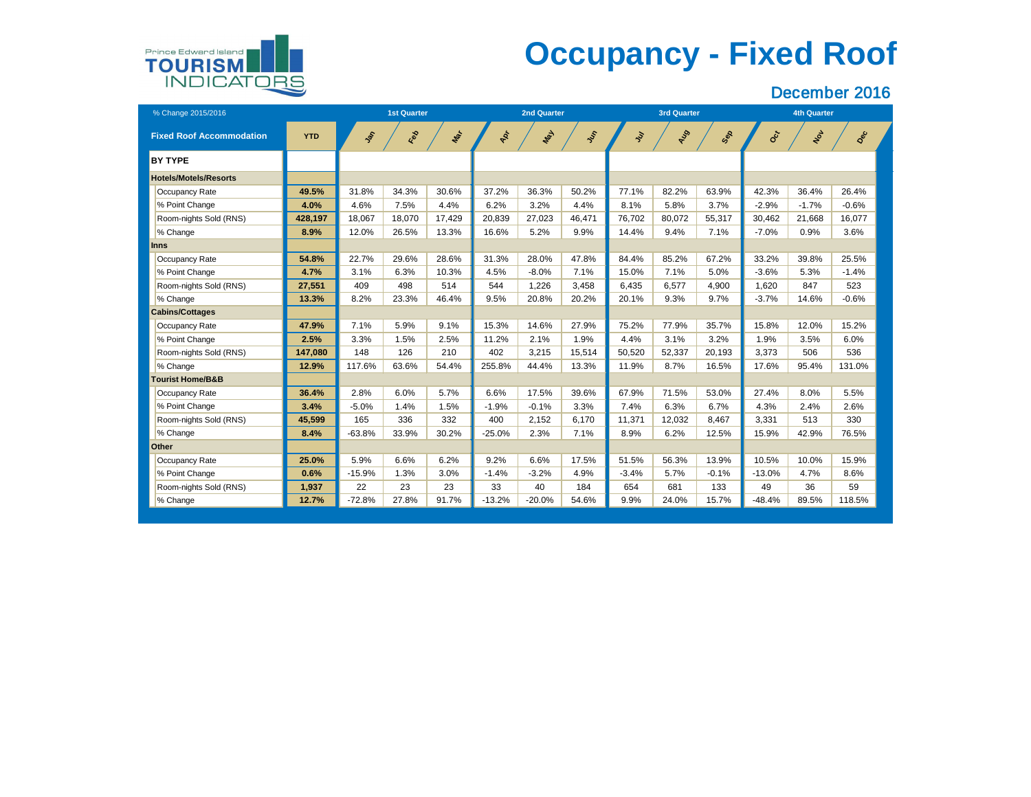Prince Edward Island TOURISM INDICATORS

# Occupancy - Fixed Roof

## December 2016

| % Change 2015/2016 | | 1st Quarter | | | 2nd Quarter | | | 3rd Quarter | | | 4th Quarter | | |
|---|---|---|---|---|---|---|---|---|---|---|---|---|---|
| **Fixed Roof Accommodation** | **YTD** | Jan | Feb | Mar | Apr | May | Jun | Jul | Aug | Sep | Oct | Nov | Dec |
| **BY TYPE** | | | | | | | | | | | | | |
| **Hotels/Motels/Resorts** | | | | | | | | | | | | | |
| Occupancy Rate | **49.5%** | 31.8% | 34.3% | 30.6% | 37.2% | 36.3% | 50.2% | 77.1% | 82.2% | 63.9% | 42.3% | 36.4% | 26.4% |
| % Point Change | **4.0%** | 4.6% | 7.5% | 4.4% | 6.2% | 3.2% | 4.4% | 8.1% | 5.8% | 3.7% | -2.9% | -1.7% | -0.6% |
| Room-nights Sold (RNS) | **428,197** | 18,067 | 18,070 | 17,429 | 20,839 | 27,023 | 46,471 | 76,702 | 80,072 | 55,317 | 30,462 | 21,668 | 16,077 |
| % Change | **8.9%** | 12.0% | 26.5% | 13.3% | 16.6% | 5.2% | 9.9% | 14.4% | 9.4% | 7.1% | -7.0% | 0.9% | 3.6% |
| **Inns** | | | | | | | | | | | | | |
| Occupancy Rate | **54.8%** | 22.7% | 29.6% | 28.6% | 31.3% | 28.0% | 47.8% | 84.4% | 85.2% | 67.2% | 33.2% | 39.8% | 25.5% |
| % Point Change | **4.7%** | 3.1% | 6.3% | 10.3% | 4.5% | -8.0% | 7.1% | 15.0% | 7.1% | 5.0% | -3.6% | 5.3% | -1.4% |
| Room-nights Sold (RNS) | **27,551** | 409 | 498 | 514 | 544 | 1,226 | 3,458 | 6,435 | 6,577 | 4,900 | 1,620 | 847 | 523 |
| % Change | **13.3%** | 8.2% | 23.3% | 46.4% | 9.5% | 20.8% | 20.2% | 20.1% | 9.3% | 9.7% | -3.7% | 14.6% | -0.6% |
| **Cabins/Cottages** | | | | | | | | | | | | | |
| Occupancy Rate | **47.9%** | 7.1% | 5.9% | 9.1% | 15.3% | 14.6% | 27.9% | 75.2% | 77.9% | 35.7% | 15.8% | 12.0% | 15.2% |
| % Point Change | **2.5%** | 3.3% | 1.5% | 2.5% | 11.2% | 2.1% | 1.9% | 4.4% | 3.1% | 3.2% | 1.9% | 3.5% | 6.0% |
| Room-nights Sold (RNS) | **147,080** | 148 | 126 | 210 | 402 | 3,215 | 15,514 | 50,520 | 52,337 | 20,193 | 3,373 | 506 | 536 |
| % Change | **12.9%** | 117.6% | 63.6% | 54.4% | 255.8% | 44.4% | 13.3% | 11.9% | 8.7% | 16.5% | 17.6% | 95.4% | 131.0% |
| **Tourist Home/B&B** | | | | | | | | | | | | | |
| Occupancy Rate | **36.4%** | 2.8% | 6.0% | 5.7% | 6.6% | 17.5% | 39.6% | 67.9% | 71.5% | 53.0% | 27.4% | 8.0% | 5.5% |
| % Point Change | **3.4%** | -5.0% | 1.4% | 1.5% | -1.9% | -0.1% | 3.3% | 7.4% | 6.3% | 6.7% | 4.3% | 2.4% | 2.6% |
| Room-nights Sold (RNS) | **45,599** | 165 | 336 | 332 | 400 | 2,152 | 6,170 | 11,371 | 12,032 | 8,467 | 3,331 | 513 | 330 |
| % Change | **8.4%** | -63.8% | 33.9% | 30.2% | -25.0% | 2.3% | 7.1% | 8.9% | 6.2% | 12.5% | 15.9% | 42.9% | 76.5% |
| **Other** | | | | | | | | | | | | | |
| Occupancy Rate | **25.0%** | 5.9% | 6.6% | 6.2% | 9.2% | 6.6% | 17.5% | 51.5% | 56.3% | 13.9% | 10.5% | 10.0% | 15.9% |
| % Point Change | **0.6%** | -15.9% | 1.3% | 3.0% | -1.4% | -3.2% | 4.9% | -3.4% | 5.7% | -0.1% | -13.0% | 4.7% | 8.6% |
| Room-nights Sold (RNS) | **1,937** | 22 | 23 | 23 | 33 | 40 | 184 | 654 | 681 | 133 | 49 | 36 | 59 |
| % Change | **12.7%** | -72.8% | 27.8% | 91.7% | -13.2% | -20.0% | 54.6% | 9.9% | 24.0% | 15.7% | -48.4% | 89.5% | 118.5% |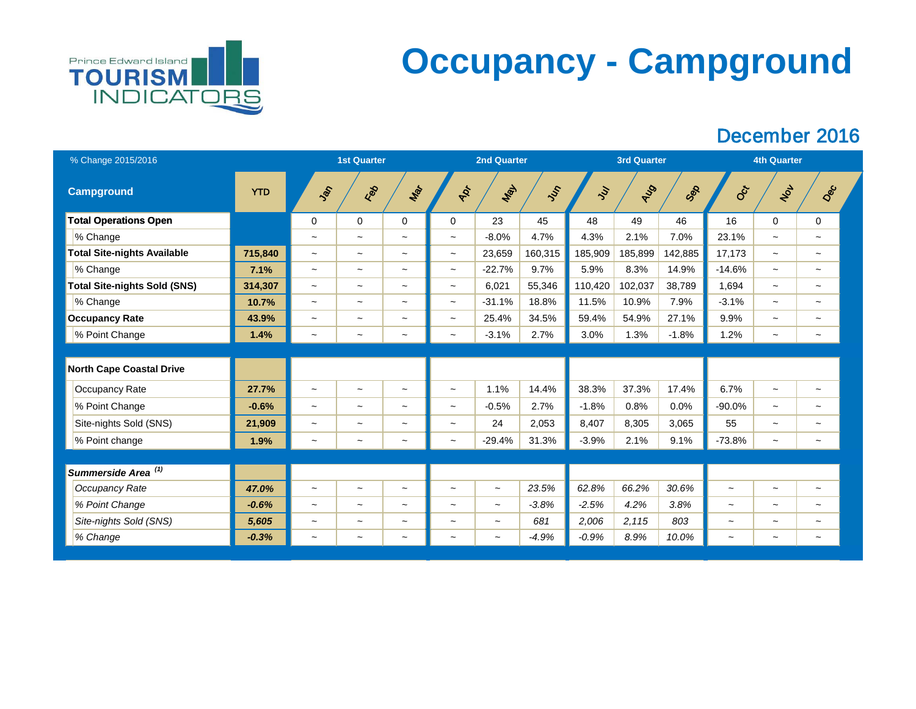Prince Edward Island TOURISM INDICATORS

# Occupancy - Campground

## December 2016

| % Change 2015/2016 | | 1st Quarter | | | 2nd Quarter | | | 3rd Quarter | | | 4th Quarter | | |
|---|---|---|---|---|---|---|---|---|---|---|---|---|---|
| **Campground** | YTD | Jan | Feb | Mar | Apr | May | Jun | Jul | Aug | Sep | Oct | Nov | Dec |
| **Total Operations Open** | | 0 | 0 | 0 | 0 | 23 | 45 | 48 | 49 | 46 | 16 | 0 | 0 |
| % Change | | ~ | ~ | ~ | ~ | -8.0% | 4.7% | 4.3% | 2.1% | 7.0% | 23.1% | ~ | ~ |
| **Total Site-nights Available** | **715,840** | ~ | ~ | ~ | ~ | 23,659 | 160,315 | 185,909 | 185,899 | 142,885 | 17,173 | ~ | ~ |
| % Change | **7.1%** | ~ | ~ | ~ | ~ | -22.7% | 9.7% | 5.9% | 8.3% | 14.9% | -14.6% | ~ | ~ |
| **Total Site-nights Sold (SNS)** | **314,307** | ~ | ~ | ~ | ~ | 6,021 | 55,346 | 110,420 | 102,037 | 38,789 | 1,694 | ~ | ~ |
| % Change | **10.7%** | ~ | ~ | ~ | ~ | -31.1% | 18.8% | 11.5% | 10.9% | 7.9% | -3.1% | ~ | ~ |
| **Occupancy Rate** | **43.9%** | ~ | ~ | ~ | ~ | 25.4% | 34.5% | 59.4% | 54.9% | 27.1% | 9.9% | ~ | ~ |
| % Point Change | **1.4%** | ~ | ~ | ~ | ~ | -3.1% | 2.7% | 3.0% | 1.3% | -1.8% | 1.2% | ~ | ~ |
| **North Cape Coastal Drive** | | | | | | | | | | | | | |
| Occupancy Rate | **27.7%** | ~ | ~ | ~ | ~ | 1.1% | 14.4% | 38.3% | 37.3% | 17.4% | 6.7% | ~ | ~ |
| % Point Change | **-0.6%** | ~ | ~ | ~ | ~ | -0.5% | 2.7% | -1.8% | 0.8% | 0.0% | -90.0% | ~ | ~ |
| Site-nights Sold (SNS) | **21,909** | ~ | ~ | ~ | ~ | 24 | 2,053 | 8,407 | 8,305 | 3,065 | 55 | ~ | ~ |
| % Point change | **1.9%** | ~ | ~ | ~ | ~ | -29.4% | 31.3% | -3.9% | 2.1% | 9.1% | -73.8% | ~ | ~ |
| ***Summerside Area*** [1] | | | | | | | | | | | | | |
| *Occupancy Rate* | ***47.0%*** | ~ | ~ | ~ | ~ | ~ | *23.5%* | *62.8%* | *66.2%* | *30.6%* | ~ | ~ | ~ |
| *% Point Change* | ***-0.6%*** | ~ | ~ | ~ | ~ | ~ | *-3.8%* | *-2.5%* | *4.2%* | *3.8%* | ~ | ~ | ~ |
| *Site-nights Sold (SNS)* | ***5,605*** | ~ | ~ | ~ | ~ | ~ | *681* | *2,006* | *2,115* | *803* | ~ | ~ | ~ |
| *% Change* | ***-0.3%*** | ~ | ~ | ~ | ~ | ~ | *-4.9%* | *-0.9%* | *8.9%* | *10.0%* | ~ | ~ | ~ |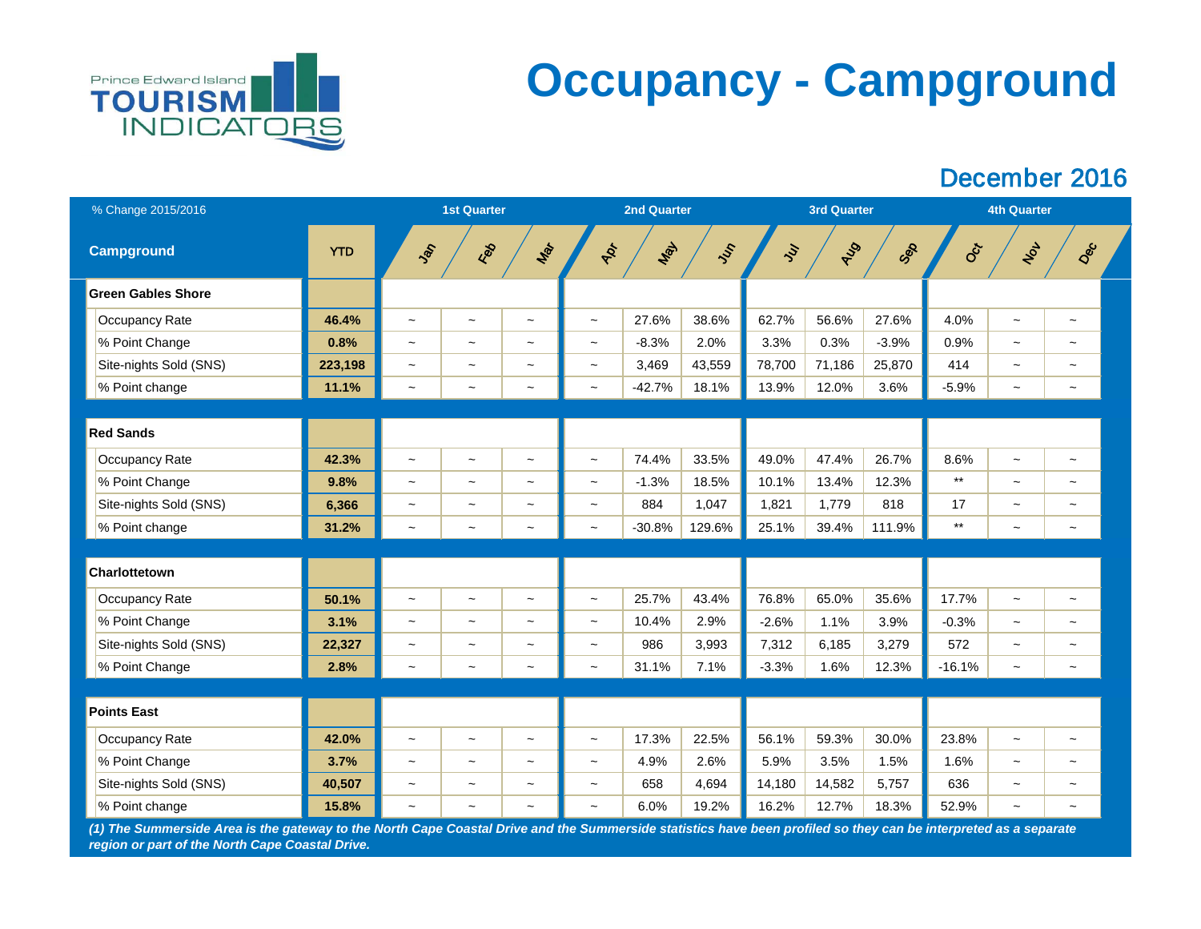Prince Edward Island TOURISM INDICATORS

# Occupancy - Campground

## December 2016

| % Change 2015/2016 | | 1st Quarter | | | 2nd Quarter | | | 3rd Quarter | | | 4th Quarter | | |
|---|---|---|---|---|---|---|---|---|---|---|---|---|---|
| **Campground** | **YTD** | Jan | Feb | Mar | Apr | May | Jun | Jul | Aug | Sep | Oct | Nov | Dec |
| **Green Gables Shore** | | | | | | | | | | | | | |
| Occupancy Rate | **46.4%** | ~ | ~ | ~ | ~ | 27.6% | 38.6% | 62.7% | 56.6% | 27.6% | 4.0% | ~ | ~ |
| % Point Change | **0.8%** | ~ | ~ | ~ | ~ | -8.3% | 2.0% | 3.3% | 0.3% | -3.9% | 0.9% | ~ | ~ |
| Site-nights Sold (SNS) | **223,198** | ~ | ~ | ~ | ~ | 3,469 | 43,559 | 78,700 | 71,186 | 25,870 | 414 | ~ | ~ |
| % Point change | **11.1%** | ~ | ~ | ~ | ~ | -42.7% | 18.1% | 13.9% | 12.0% | 3.6% | -5.9% | ~ | ~ |
| **Red Sands** | | | | | | | | | | | | | |
| Occupancy Rate | **42.3%** | ~ | ~ | ~ | ~ | 74.4% | 33.5% | 49.0% | 47.4% | 26.7% | 8.6% | ~ | ~ |
| % Point Change | **9.8%** | ~ | ~ | ~ | ~ | -1.3% | 18.5% | 10.1% | 13.4% | 12.3% | ** | ~ | ~ |
| Site-nights Sold (SNS) | **6,366** | ~ | ~ | ~ | ~ | 884 | 1,047 | 1,821 | 1,779 | 818 | 17 | ~ | ~ |
| % Point change | **31.2%** | ~ | ~ | ~ | ~ | -30.8% | 129.6% | 25.1% | 39.4% | 111.9% | ** | ~ | ~ |
| **Charlottetown** | | | | | | | | | | | | | |
| Occupancy Rate | **50.1%** | ~ | ~ | ~ | ~ | 25.7% | 43.4% | 76.8% | 65.0% | 35.6% | 17.7% | ~ | ~ |
| % Point Change | **3.1%** | ~ | ~ | ~ | ~ | 10.4% | 2.9% | -2.6% | 1.1% | 3.9% | -0.3% | ~ | ~ |
| Site-nights Sold (SNS) | **22,327** | ~ | ~ | ~ | ~ | 986 | 3,993 | 7,312 | 6,185 | 3,279 | 572 | ~ | ~ |
| % Point Change | **2.8%** | ~ | ~ | ~ | ~ | 31.1% | 7.1% | -3.3% | 1.6% | 12.3% | -16.1% | ~ | ~ |
| **Points East** | | | | | | | | | | | | | |
| Occupancy Rate | **42.0%** | ~ | ~ | ~ | ~ | 17.3% | 22.5% | 56.1% | 59.3% | 30.0% | 23.8% | ~ | ~ |
| % Point Change | **3.7%** | ~ | ~ | ~ | ~ | 4.9% | 2.6% | 5.9% | 3.5% | 1.5% | 1.6% | ~ | ~ |
| Site-nights Sold (SNS) | **40,507** | ~ | ~ | ~ | ~ | 658 | 4,694 | 14,180 | 14,582 | 5,757 | 636 | ~ | ~ |
| % Point change | **15.8%** | ~ | ~ | ~ | ~ | 6.0% | 19.2% | 16.2% | 12.7% | 18.3% | 52.9% | ~ | ~ |

***(1) The Summerside Area is the gateway to the North Cape Coastal Drive and the Summerside statistics have been profiled so they can be interpreted as a separate region or part of the North Cape Coastal Drive.***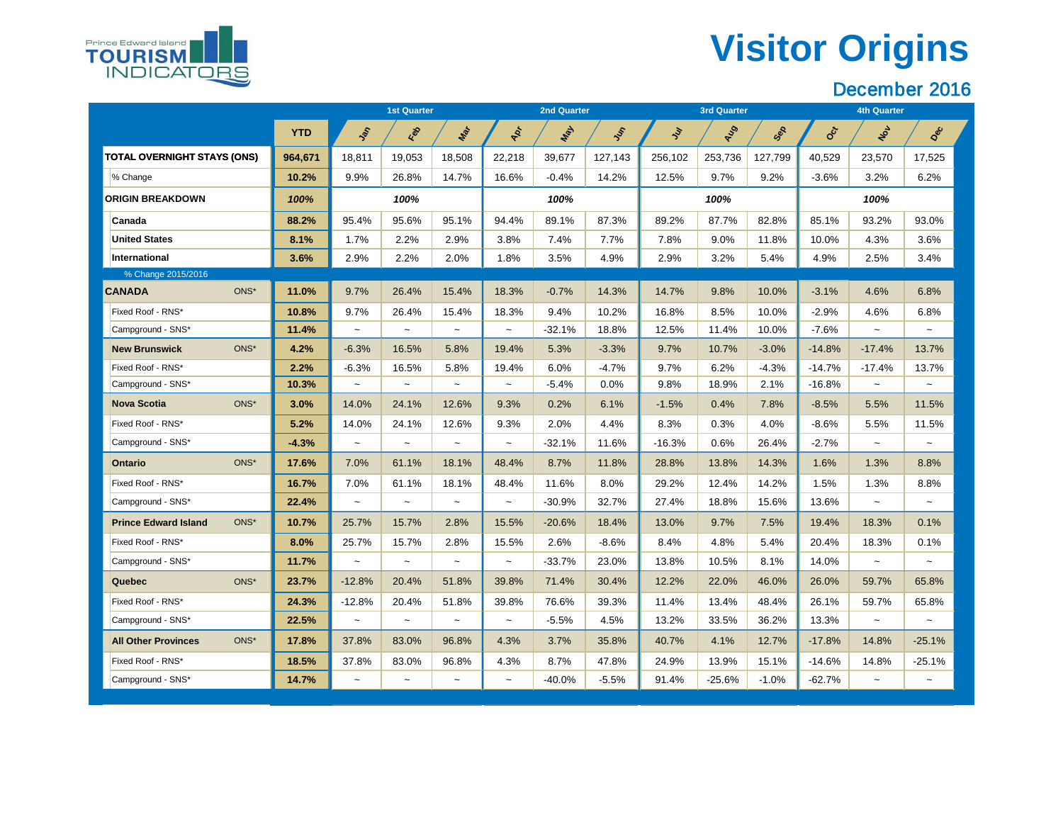Prince Edward Island TOURISM INDICATORS

# Visitor Origins

## December 2016

| | | YTD | Jan | Feb | Mar | Apr | May | Jun | Jul | Aug | Sep | Oct | Nov | Dec |
|---|---|---|---|---|---|---|---|---|---|---|---|---|---|---|
| | | | 1st Quarter | | | 2nd Quarter | | | 3rd Quarter | | | 4th Quarter | | |
| **TOTAL OVERNIGHT STAYS (ONS)** | | **964,671** | 18,811 | 19,053 | 18,508 | 22,218 | 39,677 | 127,143 | 256,102 | 253,736 | 127,799 | 40,529 | 23,570 | 17,525 |
| % Change | | **10.2%** | 9.9% | 26.8% | 14.7% | 16.6% | -0.4% | 14.2% | 12.5% | 9.7% | 9.2% | -3.6% | 3.2% | 6.2% |
| **ORIGIN BREAKDOWN** | | ***100%*** | | *100%* | | | *100%* | | | *100%* | | | *100%* | |
| **Canada** | | **88.2%** | 95.4% | 95.6% | 95.1% | 94.4% | 89.1% | 87.3% | 89.2% | 87.7% | 82.8% | 85.1% | 93.2% | 93.0% |
| **United States** | | **8.1%** | 1.7% | 2.2% | 2.9% | 3.8% | 7.4% | 7.7% | 7.8% | 9.0% | 11.8% | 10.0% | 4.3% | 3.6% |
| **International** | | **3.6%** | 2.9% | 2.2% | 2.0% | 1.8% | 3.5% | 4.9% | 2.9% | 3.2% | 5.4% | 4.9% | 2.5% | 3.4% |
| % Change 2015/2016 | | | | | | | | | | | | | | |
| **CANADA** | ONS* | **11.0%** | 9.7% | 26.4% | 15.4% | 18.3% | -0.7% | 14.3% | 14.7% | 9.8% | 10.0% | -3.1% | 4.6% | 6.8% |
| Fixed Roof - RNS* | | **10.8%** | 9.7% | 26.4% | 15.4% | 18.3% | 9.4% | 10.2% | 16.8% | 8.5% | 10.0% | -2.9% | 4.6% | 6.8% |
| Campground - SNS* | | **11.4%** | ~ | ~ | ~ | ~ | -32.1% | 18.8% | 12.5% | 11.4% | 10.0% | -7.6% | ~ | ~ |
| **New Brunswick** | ONS* | **4.2%** | -6.3% | 16.5% | 5.8% | 19.4% | 5.3% | -3.3% | 9.7% | 10.7% | -3.0% | -14.8% | -17.4% | 13.7% |
| Fixed Roof - RNS* | | **2.2%** | -6.3% | 16.5% | 5.8% | 19.4% | 6.0% | -4.7% | 9.7% | 6.2% | -4.3% | -14.7% | -17.4% | 13.7% |
| Campground - SNS* | | **10.3%** | ~ | ~ | ~ | ~ | -5.4% | 0.0% | 9.8% | 18.9% | 2.1% | -16.8% | ~ | ~ |
| **Nova Scotia** | ONS* | **3.0%** | 14.0% | 24.1% | 12.6% | 9.3% | 0.2% | 6.1% | -1.5% | 0.4% | 7.8% | -8.5% | 5.5% | 11.5% |
| Fixed Roof - RNS* | | **5.2%** | 14.0% | 24.1% | 12.6% | 9.3% | 2.0% | 4.4% | 8.3% | 0.3% | 4.0% | -8.6% | 5.5% | 11.5% |
| Campground - SNS* | | **-4.3%** | ~ | ~ | ~ | ~ | -32.1% | 11.6% | -16.3% | 0.6% | 26.4% | -2.7% | ~ | ~ |
| **Ontario** | ONS* | **17.6%** | 7.0% | 61.1% | 18.1% | 48.4% | 8.7% | 11.8% | 28.8% | 13.8% | 14.3% | 1.6% | 1.3% | 8.8% |
| Fixed Roof - RNS* | | **16.7%** | 7.0% | 61.1% | 18.1% | 48.4% | 11.6% | 8.0% | 29.2% | 12.4% | 14.2% | 1.5% | 1.3% | 8.8% |
| Campground - SNS* | | **22.4%** | ~ | ~ | ~ | ~ | -30.9% | 32.7% | 27.4% | 18.8% | 15.6% | 13.6% | ~ | ~ |
| **Prince Edward Island** | ONS* | **10.7%** | 25.7% | 15.7% | 2.8% | 15.5% | -20.6% | 18.4% | 13.0% | 9.7% | 7.5% | 19.4% | 18.3% | 0.1% |
| Fixed Roof - RNS* | | **8.0%** | 25.7% | 15.7% | 2.8% | 15.5% | 2.6% | -8.6% | 8.4% | 4.8% | 5.4% | 20.4% | 18.3% | 0.1% |
| Campground - SNS* | | **11.7%** | ~ | ~ | ~ | ~ | -33.7% | 23.0% | 13.8% | 10.5% | 8.1% | 14.0% | ~ | ~ |
| **Quebec** | ONS* | **23.7%** | -12.8% | 20.4% | 51.8% | 39.8% | 71.4% | 30.4% | 12.2% | 22.0% | 46.0% | 26.0% | 59.7% | 65.8% |
| Fixed Roof - RNS* | | **24.3%** | -12.8% | 20.4% | 51.8% | 39.8% | 76.6% | 39.3% | 11.4% | 13.4% | 48.4% | 26.1% | 59.7% | 65.8% |
| Campground - SNS* | | **22.5%** | ~ | ~ | ~ | ~ | -5.5% | 4.5% | 13.2% | 33.5% | 36.2% | 13.3% | ~ | ~ |
| **All Other Provinces** | ONS* | **17.8%** | 37.8% | 83.0% | 96.8% | 4.3% | 3.7% | 35.8% | 40.7% | 4.1% | 12.7% | -17.8% | 14.8% | -25.1% |
| Fixed Roof - RNS* | | **18.5%** | 37.8% | 83.0% | 96.8% | 4.3% | 8.7% | 47.8% | 24.9% | 13.9% | 15.1% | -14.6% | 14.8% | -25.1% |
| Campground - SNS* | | **14.7%** | ~ | ~ | ~ | ~ | -40.0% | -5.5% | 91.4% | -25.6% | -1.0% | -62.7% | ~ | ~ |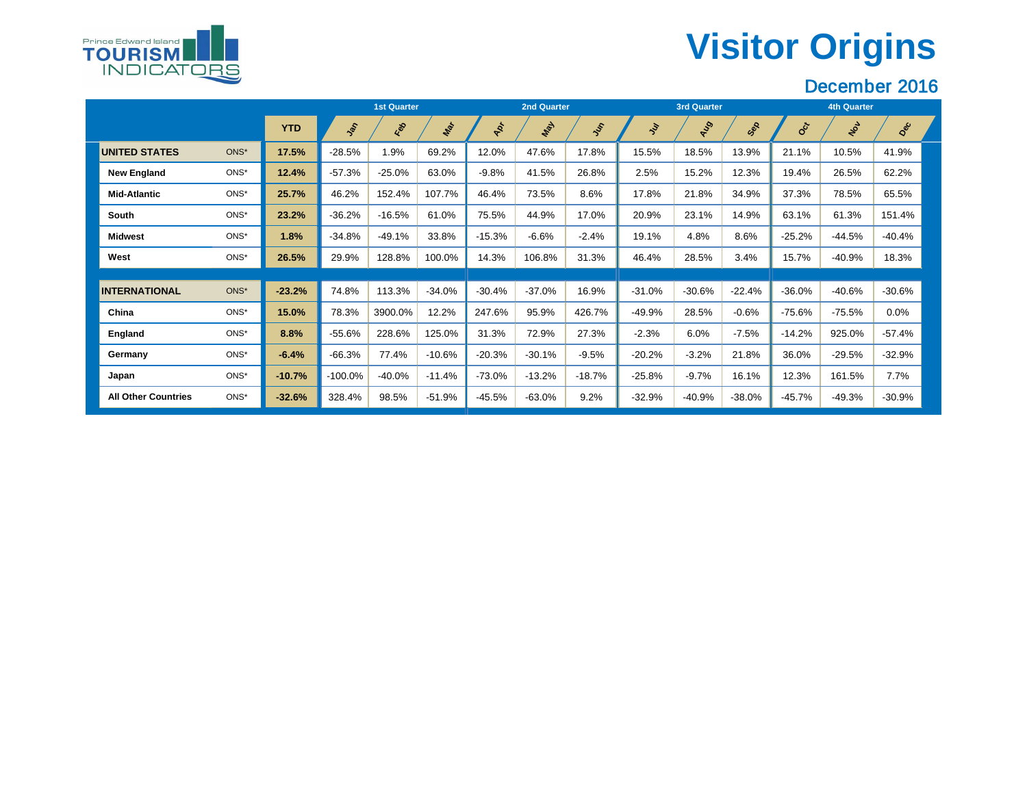Prince Edward Island TOURISM INDICATORS

# Visitor Origins

## December 2016

| | | YTD | 1st Quarter | | | 2nd Quarter | | | 3rd Quarter | | | 4th Quarter | | |
|---|---|---|---|---|---|---|---|---|---|---|---|---|---|---|
| | | | Jan | Feb | Mar | Apr | May | Jun | Jul | Aug | Sep | Oct | Nov | Dec |
| **UNITED STATES** | ONS* | **17.5%** | -28.5% | 1.9% | 69.2% | 12.0% | 47.6% | 17.8% | 15.5% | 18.5% | 13.9% | 21.1% | 10.5% | 41.9% |
| **New England** | ONS* | **12.4%** | -57.3% | -25.0% | 63.0% | -9.8% | 41.5% | 26.8% | 2.5% | 15.2% | 12.3% | 19.4% | 26.5% | 62.2% |
| **Mid-Atlantic** | ONS* | **25.7%** | 46.2% | 152.4% | 107.7% | 46.4% | 73.5% | 8.6% | 17.8% | 21.8% | 34.9% | 37.3% | 78.5% | 65.5% |
| **South** | ONS* | **23.2%** | -36.2% | -16.5% | 61.0% | 75.5% | 44.9% | 17.0% | 20.9% | 23.1% | 14.9% | 63.1% | 61.3% | 151.4% |
| **Midwest** | ONS* | **1.8%** | -34.8% | -49.1% | 33.8% | -15.3% | -6.6% | -2.4% | 19.1% | 4.8% | 8.6% | -25.2% | -44.5% | -40.4% |
| **West** | ONS* | **26.5%** | 29.9% | 128.8% | 100.0% | 14.3% | 106.8% | 31.3% | 46.4% | 28.5% | 3.4% | 15.7% | -40.9% | 18.3% |
| **INTERNATIONAL** | ONS* | **-23.2%** | 74.8% | 113.3% | -34.0% | -30.4% | -37.0% | 16.9% | -31.0% | -30.6% | -22.4% | -36.0% | -40.6% | -30.6% |
| **China** | ONS* | **15.0%** | 78.3% | 3900.0% | 12.2% | 247.6% | 95.9% | 426.7% | -49.9% | 28.5% | -0.6% | -75.6% | -75.5% | 0.0% |
| **England** | ONS* | **8.8%** | -55.6% | 228.6% | 125.0% | 31.3% | 72.9% | 27.3% | -2.3% | 6.0% | -7.5% | -14.2% | 925.0% | -57.4% |
| **Germany** | ONS* | **-6.4%** | -66.3% | 77.4% | -10.6% | -20.3% | -30.1% | -9.5% | -20.2% | -3.2% | 21.8% | 36.0% | -29.5% | -32.9% |
| **Japan** | ONS* | **-10.7%** | -100.0% | -40.0% | -11.4% | -73.0% | -13.2% | -18.7% | -25.8% | -9.7% | 16.1% | 12.3% | 161.5% | 7.7% |
| **All Other Countries** | ONS* | **-32.6%** | 328.4% | 98.5% | -51.9% | -45.5% | -63.0% | 9.2% | -32.9% | -40.9% | -38.0% | -45.7% | -49.3% | -30.9% |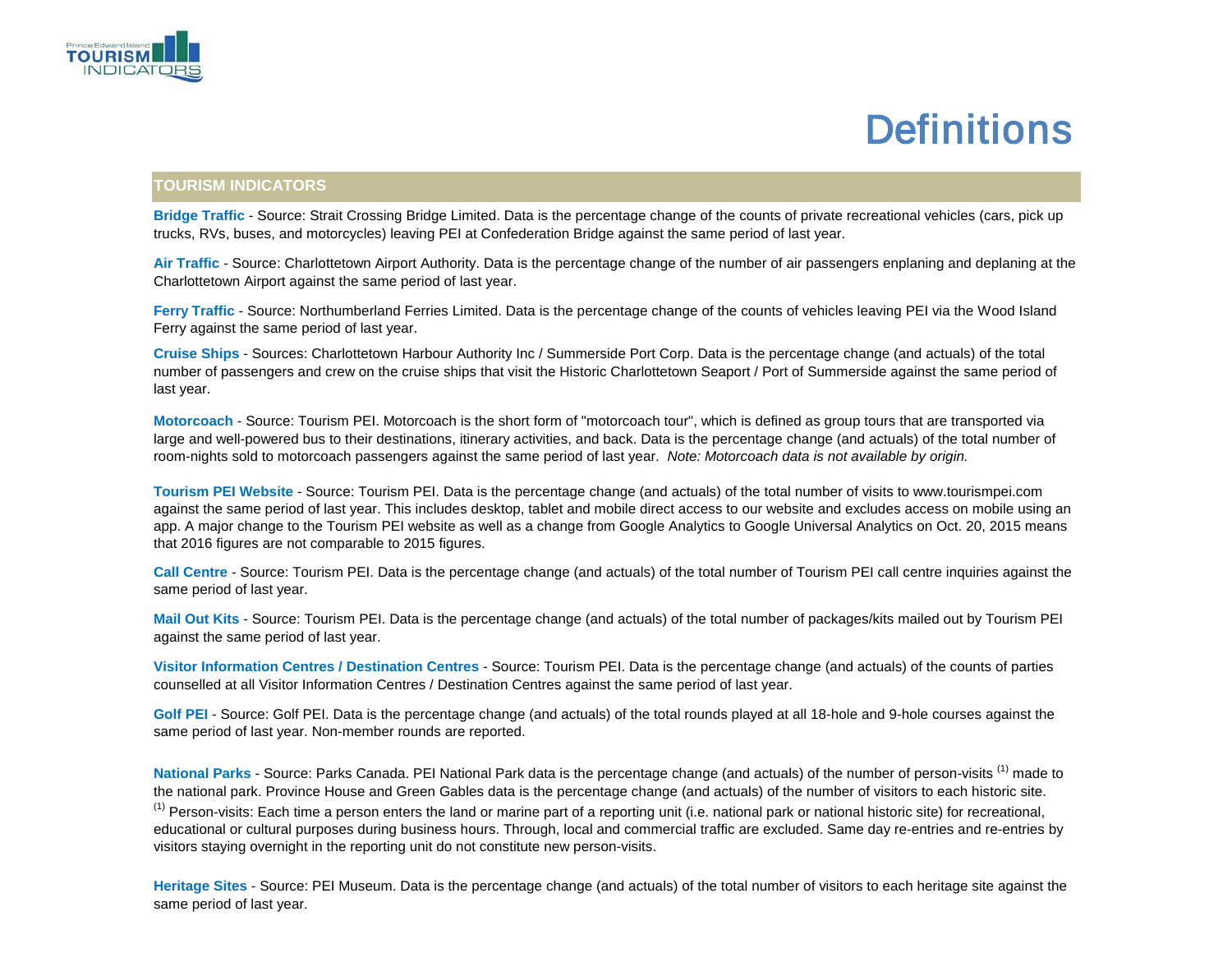# Definitions

## TOURISM INDICATORS

**Bridge Traffic** - Source: Strait Crossing Bridge Limited. Data is the percentage change of the counts of private recreational vehicles (cars, pick up trucks, RVs, buses, and motorcycles) leaving PEI at Confederation Bridge against the same period of last year.

**Air Traffic** - Source: Charlottetown Airport Authority. Data is the percentage change of the number of air passengers enplaning and deplaning at the Charlottetown Airport against the same period of last year.

**Ferry Traffic** - Source: Northumberland Ferries Limited. Data is the percentage change of the counts of vehicles leaving PEI via the Wood Island Ferry against the same period of last year.

**Cruise Ships** - Sources: Charlottetown Harbour Authority Inc / Summerside Port Corp. Data is the percentage change (and actuals) of the total number of passengers and crew on the cruise ships that visit the Historic Charlottetown Seaport / Port of Summerside against the same period of last year.

**Motorcoach** - Source: Tourism PEI. Motorcoach is the short form of "motorcoach tour", which is defined as group tours that are transported via large and well-powered bus to their destinations, itinerary activities, and back. Data is the percentage change (and actuals) of the total number of room-nights sold to motorcoach passengers against the same period of last year. *Note: Motorcoach data is not available by origin.*

**Tourism PEI Website** - Source: Tourism PEI. Data is the percentage change (and actuals) of the total number of visits to www.tourismpei.com against the same period of last year. This includes desktop, tablet and mobile direct access to our website and excludes access on mobile using an app. A major change to the Tourism PEI website as well as a change from Google Analytics to Google Universal Analytics on Oct. 20, 2015 means that 2016 figures are not comparable to 2015 figures.

**Call Centre** - Source: Tourism PEI. Data is the percentage change (and actuals) of the total number of Tourism PEI call centre inquiries against the same period of last year.

**Mail Out Kits** - Source: Tourism PEI. Data is the percentage change (and actuals) of the total number of packages/kits mailed out by Tourism PEI against the same period of last year.

**Visitor Information Centres / Destination Centres** - Source: Tourism PEI. Data is the percentage change (and actuals) of the counts of parties counselled at all Visitor Information Centres / Destination Centres against the same period of last year.

**Golf PEI** - Source: Golf PEI. Data is the percentage change (and actuals) of the total rounds played at all 18-hole and 9-hole courses against the same period of last year. Non-member rounds are reported.

**National Parks** - Source: Parks Canada. PEI National Park data is the percentage change (and actuals) of the number of person-visits (1) made to the national park. Province House and Green Gables data is the percentage change (and actuals) of the number of visitors to each historic site.
(1) Person-visits: Each time a person enters the land or marine part of a reporting unit (i.e. national park or national historic site) for recreational, educational or cultural purposes during business hours. Through, local and commercial traffic are excluded. Same day re-entries and re-entries by visitors staying overnight in the reporting unit do not constitute new person-visits.

**Heritage Sites** - Source: PEI Museum. Data is the percentage change (and actuals) of the total number of visitors to each heritage site against the same period of last year.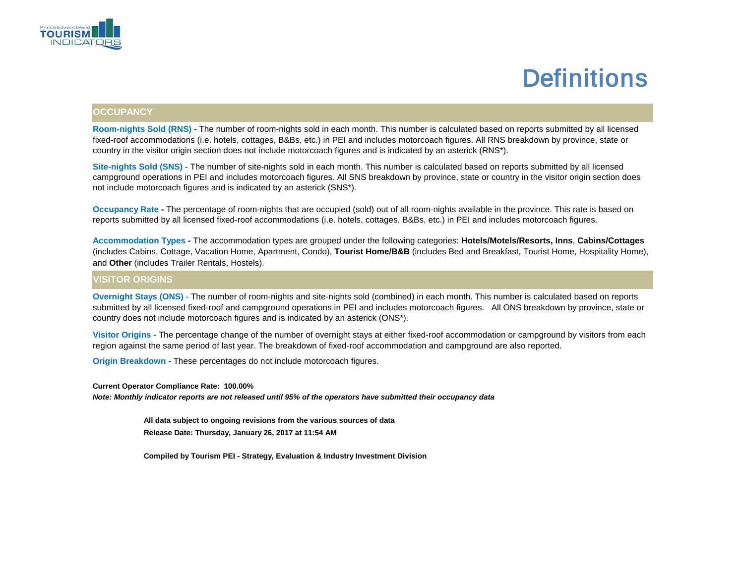# Definitions

## OCCUPANCY

**Room-nights Sold (RNS)** - The number of room-nights sold in each month. This number is calculated based on reports submitted by all licensed fixed-roof accommodations (i.e. hotels, cottages, B&Bs, etc.) in PEI and includes motorcoach figures. All RNS breakdown by province, state or country in the visitor origin section does not include motorcoach figures and is indicated by an asterick (RNS*).

**Site-nights Sold (SNS)** - The number of site-nights sold in each month. This number is calculated based on reports submitted by all licensed campground operations in PEI and includes motorcoach figures. All SNS breakdown by province, state or country in the visitor origin section does not include motorcoach figures and is indicated by an asterick (SNS*).

**Occupancy Rate -** The percentage of room-nights that are occupied (sold) out of all room-nights available in the province. This rate is based on reports submitted by all licensed fixed-roof accommodations (i.e. hotels, cottages, B&Bs, etc.) in PEI and includes motorcoach figures.

**Accommodation Types -** The accommodation types are grouped under the following categories: **Hotels/Motels/Resorts, Inns**, **Cabins/Cottages** (includes Cabins, Cottage, Vacation Home, Apartment, Condo), **Tourist Home/B&B** (includes Bed and Breakfast, Tourist Home, Hospitality Home), and **Other** (includes Trailer Rentals, Hostels).

## VISITOR ORIGINS

**Overnight Stays (ONS)** - The number of room-nights and site-nights sold (combined) in each month. This number is calculated based on reports submitted by all licensed fixed-roof and campground operations in PEI and includes motorcoach figures. All ONS breakdown by province, state or country does not include motorcoach figures and is indicated by an asterick (ONS*).

**Visitor Origins** - The percentage change of the number of overnight stays at either fixed-roof accommodation or campground by visitors from each region against the same period of last year. The breakdown of fixed-roof accommodation and campground are also reported.

**Origin Breakdown** - These percentages do not include motorcoach figures.

**Current Operator Compliance Rate: 100.00%**

***Note: Monthly indicator reports are not released until 95% of the operators have submitted their occupancy data***

**All data subject to ongoing revisions from the various sources of data**

**Release Date: Thursday, January 26, 2017 at 11:54 AM**

**Compiled by Tourism PEI - Strategy, Evaluation & Industry Investment Division**